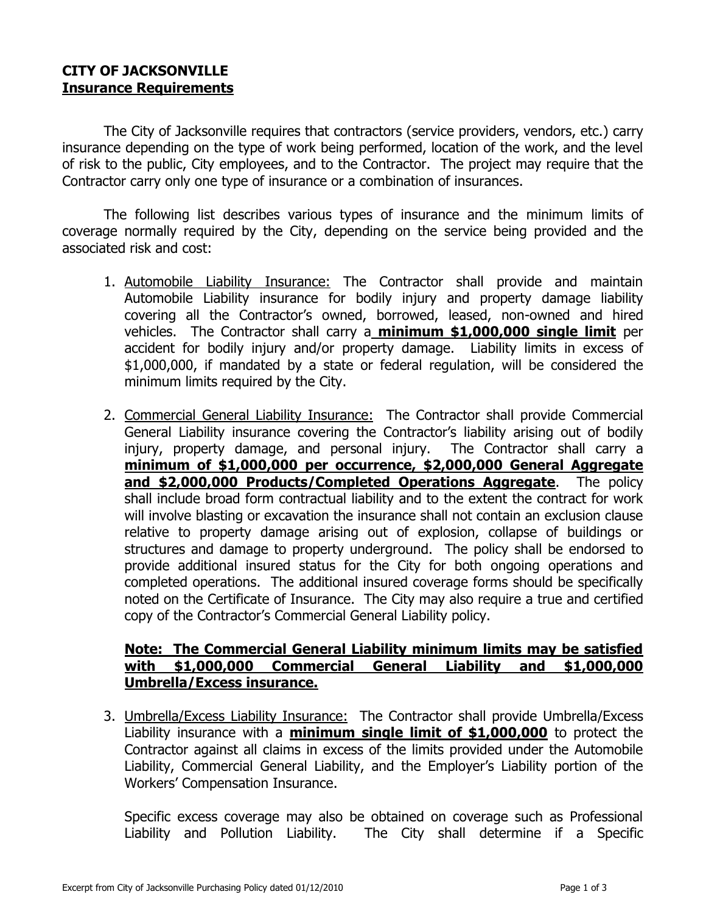**CITY OF JACKSONVILLE**
**<u>Insurance Requirements</u>**

The City of Jacksonville requires that contractors (service providers, vendors, etc.) carry insurance depending on the type of work being performed, location of the work, and the level of risk to the public, City employees, and to the Contractor. The project may require that the Contractor carry only one type of insurance or a combination of insurances.

The following list describes various types of insurance and the minimum limits of coverage normally required by the City, depending on the service being provided and the associated risk and cost:

1. <u>Automobile Liability Insurance:</u> The Contractor shall provide and maintain Automobile Liability insurance for bodily injury and property damage liability covering all the Contractor's owned, borrowed, leased, non-owned and hired vehicles. The Contractor shall carry a **<u>minimum $1,000,000 single limit</u>** per accident for bodily injury and/or property damage. Liability limits in excess of $1,000,000, if mandated by a state or federal regulation, will be considered the minimum limits required by the City.

2. <u>Commercial General Liability Insurance:</u> The Contractor shall provide Commercial General Liability insurance covering the Contractor's liability arising out of bodily injury, property damage, and personal injury. The Contractor shall carry a **<u>minimum of $1,000,000 per occurrence, $2,000,000 General Aggregate and $2,000,000 Products/Completed Operations Aggregate</u>**. The policy shall include broad form contractual liability and to the extent the contract for work will involve blasting or excavation the insurance shall not contain an exclusion clause relative to property damage arising out of explosion, collapse of buildings or structures and damage to property underground. The policy shall be endorsed to provide additional insured status for the City for both ongoing operations and completed operations. The additional insured coverage forms should be specifically noted on the Certificate of Insurance. The City may also require a true and certified copy of the Contractor's Commercial General Liability policy.

   **<u>Note: The Commercial General Liability minimum limits may be satisfied with $1,000,000 Commercial General Liability and $1,000,000 Umbrella/Excess insurance.</u>**

3. <u>Umbrella/Excess Liability Insurance:</u> The Contractor shall provide Umbrella/Excess Liability insurance with a **<u>minimum single limit of $1,000,000</u>** to protect the Contractor against all claims in excess of the limits provided under the Automobile Liability, Commercial General Liability, and the Employer's Liability portion of the Workers' Compensation Insurance.

   Specific excess coverage may also be obtained on coverage such as Professional Liability and Pollution Liability. The City shall determine if a Specific

Excerpt from City of Jacksonville Purchasing Policy dated 01/12/2010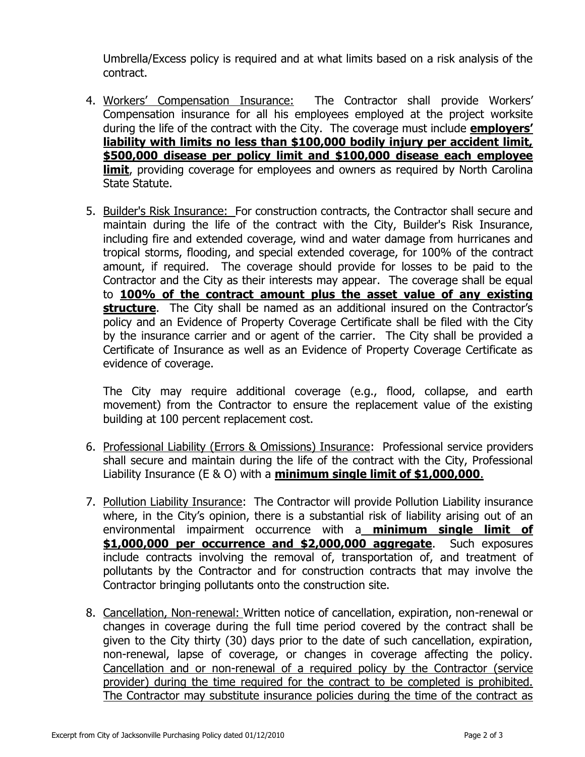Umbrella/Excess policy is required and at what limits based on a risk analysis of the contract.

4. Workers' Compensation Insurance: The Contractor shall provide Workers' Compensation insurance for all his employees employed at the project worksite during the life of the contract with the City. The coverage must include **employers' liability with limits no less than $100,000 bodily injury per accident limit, $500,000 disease per policy limit and $100,000 disease each employee limit**, providing coverage for employees and owners as required by North Carolina State Statute.

5. Builder's Risk Insurance: For construction contracts, the Contractor shall secure and maintain during the life of the contract with the City, Builder's Risk Insurance, including fire and extended coverage, wind and water damage from hurricanes and tropical storms, flooding, and special extended coverage, for 100% of the contract amount, if required. The coverage should provide for losses to be paid to the Contractor and the City as their interests may appear. The coverage shall be equal to **100% of the contract amount plus the asset value of any existing structure**. The City shall be named as an additional insured on the Contractor's policy and an Evidence of Property Coverage Certificate shall be filed with the City by the insurance carrier and or agent of the carrier. The City shall be provided a Certificate of Insurance as well as an Evidence of Property Coverage Certificate as evidence of coverage.

   The City may require additional coverage (e.g., flood, collapse, and earth movement) from the Contractor to ensure the replacement value of the existing building at 100 percent replacement cost.

6. Professional Liability (Errors & Omissions) Insurance: Professional service providers shall secure and maintain during the life of the contract with the City, Professional Liability Insurance (E & O) with a **minimum single limit of $1,000,000**.

7. Pollution Liability Insurance: The Contractor will provide Pollution Liability insurance where, in the City's opinion, there is a substantial risk of liability arising out of an environmental impairment occurrence with a **minimum single limit of $1,000,000 per occurrence and $2,000,000 aggregate**. Such exposures include contracts involving the removal of, transportation of, and treatment of pollutants by the Contractor and for construction contracts that may involve the Contractor bringing pollutants onto the construction site.

8. Cancellation, Non-renewal: Written notice of cancellation, expiration, non-renewal or changes in coverage during the full time period covered by the contract shall be given to the City thirty (30) days prior to the date of such cancellation, expiration, non-renewal, lapse of coverage, or changes in coverage affecting the policy. Cancellation and or non-renewal of a required policy by the Contractor (service provider) during the time required for the contract to be completed is prohibited. The Contractor may substitute insurance policies during the time of the contract as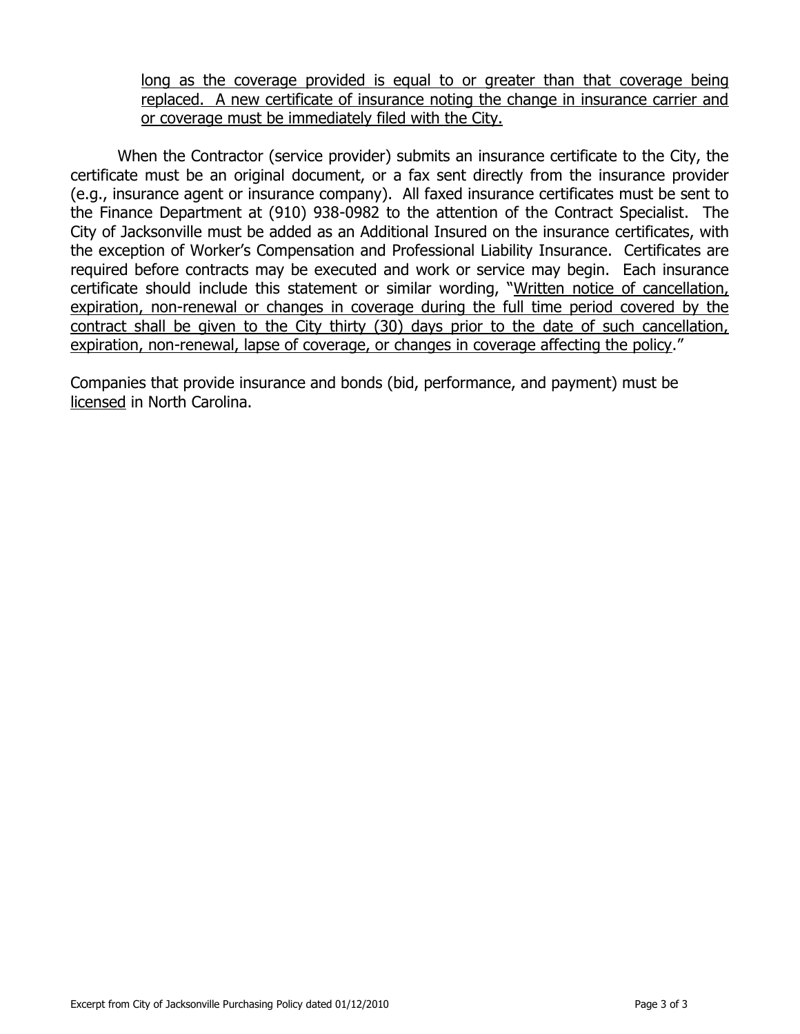long as the coverage provided is equal to or greater than that coverage being replaced. A new certificate of insurance noting the change in insurance carrier and or coverage must be immediately filed with the City.

When the Contractor (service provider) submits an insurance certificate to the City, the certificate must be an original document, or a fax sent directly from the insurance provider (e.g., insurance agent or insurance company). All faxed insurance certificates must be sent to the Finance Department at (910) 938-0982 to the attention of the Contract Specialist. The City of Jacksonville must be added as an Additional Insured on the insurance certificates, with the exception of Worker's Compensation and Professional Liability Insurance. Certificates are required before contracts may be executed and work or service may begin. Each insurance certificate should include this statement or similar wording, "Written notice of cancellation, expiration, non-renewal or changes in coverage during the full time period covered by the contract shall be given to the City thirty (30) days prior to the date of such cancellation, expiration, non-renewal, lapse of coverage, or changes in coverage affecting the policy."

Companies that provide insurance and bonds (bid, performance, and payment) must be licensed in North Carolina.

Excerpt from City of Jacksonville Purchasing Policy dated 01/12/2010